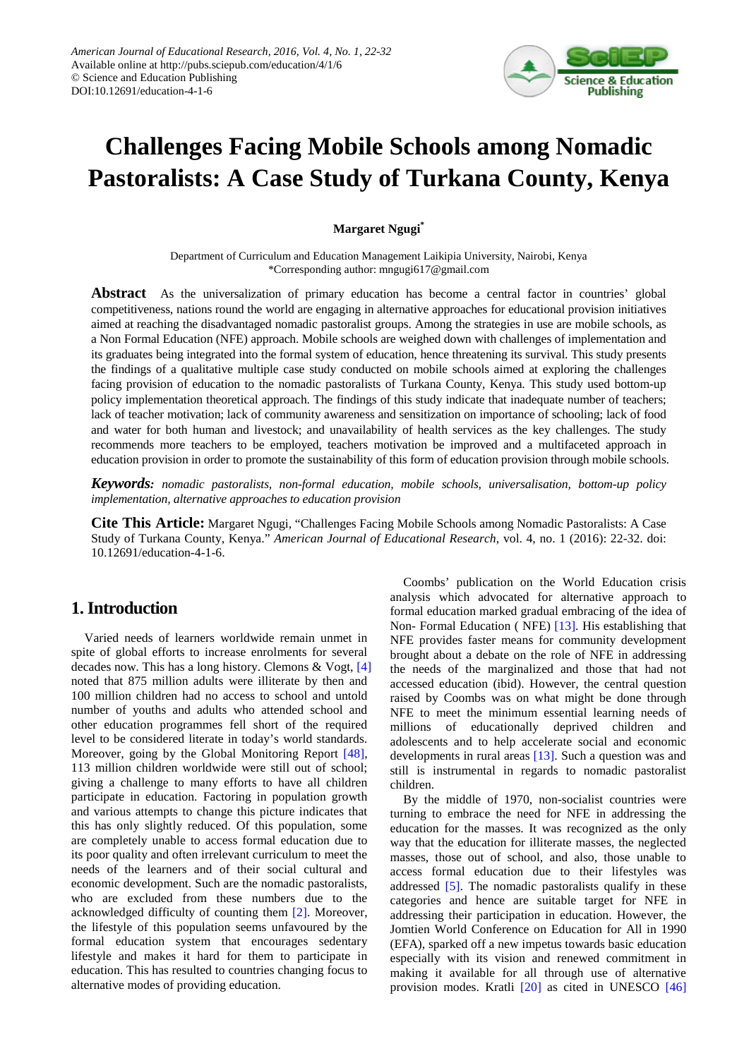# Challenges Facing Mobile Schools among Nomadic Pastoralists: A Case Study of Turkana County, Kenya

**Margaret Ngugi***

Department of Curriculum and Education Management Laikipia University, Nairobi, Kenya
*Corresponding author: mngugi617@gmail.com

**Abstract** As the universalization of primary education has become a central factor in countries' global competitiveness, nations round the world are engaging in alternative approaches for educational provision initiatives aimed at reaching the disadvantaged nomadic pastoralist groups. Among the strategies in use are mobile schools, as a Non Formal Education (NFE) approach. Mobile schools are weighed down with challenges of implementation and its graduates being integrated into the formal system of education, hence threatening its survival. This study presents the findings of a qualitative multiple case study conducted on mobile schools aimed at exploring the challenges facing provision of education to the nomadic pastoralists of Turkana County, Kenya. This study used bottom-up policy implementation theoretical approach. The findings of this study indicate that inadequate number of teachers; lack of teacher motivation; lack of community awareness and sensitization on importance of schooling; lack of food and water for both human and livestock; and unavailability of health services as the key challenges. The study recommends more teachers to be employed, teachers motivation be improved and a multifaceted approach in education provision in order to promote the sustainability of this form of education provision through mobile schools.

***Keywords:*** *nomadic pastoralists, non-formal education, mobile schools, universalisation, bottom-up policy implementation, alternative approaches to education provision*

**Cite This Article:** Margaret Ngugi, "Challenges Facing Mobile Schools among Nomadic Pastoralists: A Case Study of Turkana County, Kenya." *American Journal of Educational Research*, vol. 4, no. 1 (2016): 22-32. doi: 10.12691/education-4-1-6.

## 1. Introduction

Varied needs of learners worldwide remain unmet in spite of global efforts to increase enrolments for several decades now. This has a long history. Clemons & Vogt, [4] noted that 875 million adults were illiterate by then and 100 million children had no access to school and untold number of youths and adults who attended school and other education programmes fell short of the required level to be considered literate in today's world standards. Moreover, going by the Global Monitoring Report [48], 113 million children worldwide were still out of school; giving a challenge to many efforts to have all children participate in education. Factoring in population growth and various attempts to change this picture indicates that this has only slightly reduced. Of this population, some are completely unable to access formal education due to its poor quality and often irrelevant curriculum to meet the needs of the learners and of their social cultural and economic development. Such are the nomadic pastoralists, who are excluded from these numbers due to the acknowledged difficulty of counting them [2]. Moreover, the lifestyle of this population seems unfavoured by the formal education system that encourages sedentary lifestyle and makes it hard for them to participate in education. This has resulted to countries changing focus to alternative modes of providing education.

Coombs' publication on the World Education crisis analysis which advocated for alternative approach to formal education marked gradual embracing of the idea of Non- Formal Education ( NFE) [13]. His establishing that NFE provides faster means for community development brought about a debate on the role of NFE in addressing the needs of the marginalized and those that had not accessed education (ibid). However, the central question raised by Coombs was on what might be done through NFE to meet the minimum essential learning needs of millions of educationally deprived children and adolescents and to help accelerate social and economic developments in rural areas [13]. Such a question was and still is instrumental in regards to nomadic pastoralist children.

By the middle of 1970, non-socialist countries were turning to embrace the need for NFE in addressing the education for the masses. It was recognized as the only way that the education for illiterate masses, the neglected masses, those out of school, and also, those unable to access formal education due to their lifestyles was addressed [5]. The nomadic pastoralists qualify in these categories and hence are suitable target for NFE in addressing their participation in education. However, the Jomtien World Conference on Education for All in 1990 (EFA), sparked off a new impetus towards basic education especially with its vision and renewed commitment in making it available for all through use of alternative provision modes. Kratli [20] as cited in UNESCO [46]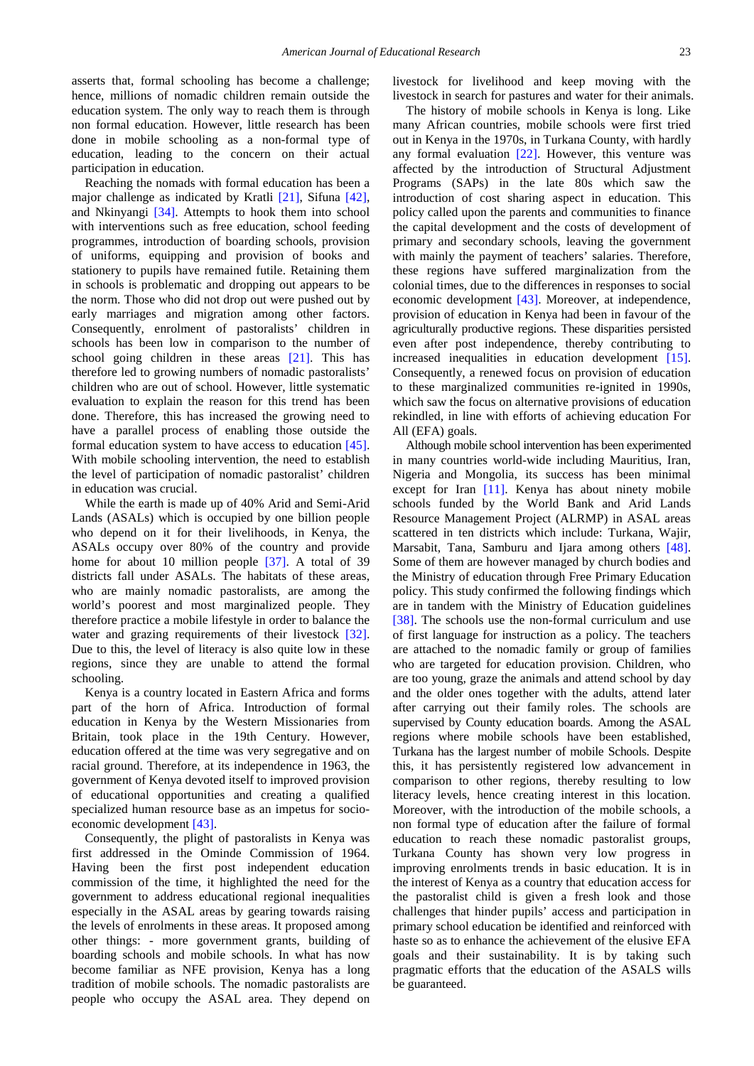asserts that, formal schooling has become a challenge; hence, millions of nomadic children remain outside the education system. The only way to reach them is through non formal education. However, little research has been done in mobile schooling as a non-formal type of education, leading to the concern on their actual participation in education.

Reaching the nomads with formal education has been a major challenge as indicated by Kratli [21], Sifuna [42], and Nkinyangi [34]. Attempts to hook them into school with interventions such as free education, school feeding programmes, introduction of boarding schools, provision of uniforms, equipping and provision of books and stationery to pupils have remained futile. Retaining them in schools is problematic and dropping out appears to be the norm. Those who did not drop out were pushed out by early marriages and migration among other factors. Consequently, enrolment of pastoralists' children in schools has been low in comparison to the number of school going children in these areas [21]. This has therefore led to growing numbers of nomadic pastoralists' children who are out of school. However, little systematic evaluation to explain the reason for this trend has been done. Therefore, this has increased the growing need to have a parallel process of enabling those outside the formal education system to have access to education [45]. With mobile schooling intervention, the need to establish the level of participation of nomadic pastoralist' children in education was crucial.

While the earth is made up of 40% Arid and Semi-Arid Lands (ASALs) which is occupied by one billion people who depend on it for their livelihoods, in Kenya, the ASALs occupy over 80% of the country and provide home for about 10 million people [37]. A total of 39 districts fall under ASALs. The habitats of these areas, who are mainly nomadic pastoralists, are among the world's poorest and most marginalized people. They therefore practice a mobile lifestyle in order to balance the water and grazing requirements of their livestock [32]. Due to this, the level of literacy is also quite low in these regions, since they are unable to attend the formal schooling.

Kenya is a country located in Eastern Africa and forms part of the horn of Africa. Introduction of formal education in Kenya by the Western Missionaries from Britain, took place in the 19th Century. However, education offered at the time was very segregative and on racial ground. Therefore, at its independence in 1963, the government of Kenya devoted itself to improved provision of educational opportunities and creating a qualified specialized human resource base as an impetus for socio-economic development [43].

Consequently, the plight of pastoralists in Kenya was first addressed in the Ominde Commission of 1964. Having been the first post independent education commission of the time, it highlighted the need for the government to address educational regional inequalities especially in the ASAL areas by gearing towards raising the levels of enrolments in these areas. It proposed among other things: - more government grants, building of boarding schools and mobile schools. In what has now become familiar as NFE provision, Kenya has a long tradition of mobile schools. The nomadic pastoralists are people who occupy the ASAL area. They depend on livestock for livelihood and keep moving with the livestock in search for pastures and water for their animals.

The history of mobile schools in Kenya is long. Like many African countries, mobile schools were first tried out in Kenya in the 1970s, in Turkana County, with hardly any formal evaluation [22]. However, this venture was affected by the introduction of Structural Adjustment Programs (SAPs) in the late 80s which saw the introduction of cost sharing aspect in education. This policy called upon the parents and communities to finance the capital development and the costs of development of primary and secondary schools, leaving the government with mainly the payment of teachers' salaries. Therefore, these regions have suffered marginalization from the colonial times, due to the differences in responses to social economic development [43]. Moreover, at independence, provision of education in Kenya had been in favour of the agriculturally productive regions. These disparities persisted even after post independence, thereby contributing to increased inequalities in education development [15]. Consequently, a renewed focus on provision of education to these marginalized communities re-ignited in 1990s, which saw the focus on alternative provisions of education rekindled, in line with efforts of achieving education For All (EFA) goals.

Although mobile school intervention has been experimented in many countries world-wide including Mauritius, Iran, Nigeria and Mongolia, its success has been minimal except for Iran [11]. Kenya has about ninety mobile schools funded by the World Bank and Arid Lands Resource Management Project (ALRMP) in ASAL areas scattered in ten districts which include: Turkana, Wajir, Marsabit, Tana, Samburu and Ijara among others [48]. Some of them are however managed by church bodies and the Ministry of education through Free Primary Education policy. This study confirmed the following findings which are in tandem with the Ministry of Education guidelines [38]. The schools use the non-formal curriculum and use of first language for instruction as a policy. The teachers are attached to the nomadic family or group of families who are targeted for education provision. Children, who are too young, graze the animals and attend school by day and the older ones together with the adults, attend later after carrying out their family roles. The schools are supervised by County education boards. Among the ASAL regions where mobile schools have been established, Turkana has the largest number of mobile Schools. Despite this, it has persistently registered low advancement in comparison to other regions, thereby resulting to low literacy levels, hence creating interest in this location. Moreover, with the introduction of the mobile schools, a non formal type of education after the failure of formal education to reach these nomadic pastoralist groups, Turkana County has shown very low progress in improving enrolments trends in basic education. It is in the interest of Kenya as a country that education access for the pastoralist child is given a fresh look and those challenges that hinder pupils' access and participation in primary school education be identified and reinforced with haste so as to enhance the achievement of the elusive EFA goals and their sustainability. It is by taking such pragmatic efforts that the education of the ASALS wills be guaranteed.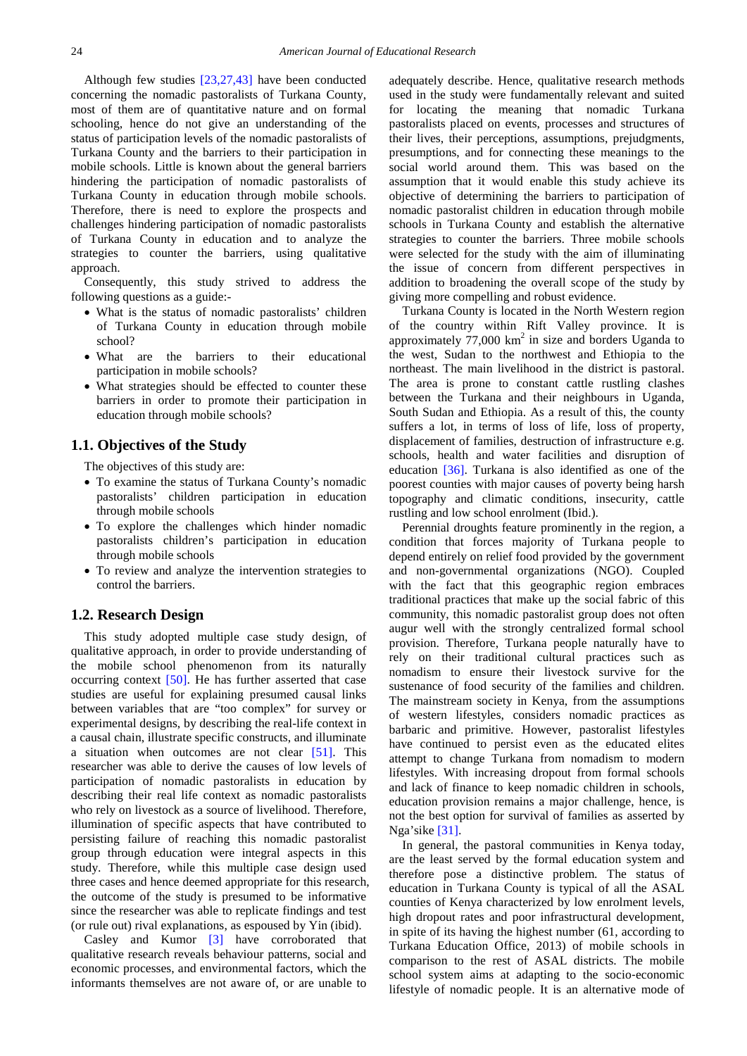Although few studies [23,27,43] have been conducted concerning the nomadic pastoralists of Turkana County, most of them are of quantitative nature and on formal schooling, hence do not give an understanding of the status of participation levels of the nomadic pastoralists of Turkana County and the barriers to their participation in mobile schools. Little is known about the general barriers hindering the participation of nomadic pastoralists of Turkana County in education through mobile schools. Therefore, there is need to explore the prospects and challenges hindering participation of nomadic pastoralists of Turkana County in education and to analyze the strategies to counter the barriers, using qualitative approach.

Consequently, this study strived to address the following questions as a guide:-

- What is the status of nomadic pastoralists' children of Turkana County in education through mobile school?
- What are the barriers to their educational participation in mobile schools?
- What strategies should be effected to counter these barriers in order to promote their participation in education through mobile schools?

## 1.1. Objectives of the Study

The objectives of this study are:

- To examine the status of Turkana County's nomadic pastoralists' children participation in education through mobile schools
- To explore the challenges which hinder nomadic pastoralists children's participation in education through mobile schools
- To review and analyze the intervention strategies to control the barriers.

## 1.2. Research Design

This study adopted multiple case study design, of qualitative approach, in order to provide understanding of the mobile school phenomenon from its naturally occurring context [50]. He has further asserted that case studies are useful for explaining presumed causal links between variables that are "too complex" for survey or experimental designs, by describing the real-life context in a causal chain, illustrate specific constructs, and illuminate a situation when outcomes are not clear [51]. This researcher was able to derive the causes of low levels of participation of nomadic pastoralists in education by describing their real life context as nomadic pastoralists who rely on livestock as a source of livelihood. Therefore, illumination of specific aspects that have contributed to persisting failure of reaching this nomadic pastoralist group through education were integral aspects in this study. Therefore, while this multiple case design used three cases and hence deemed appropriate for this research, the outcome of the study is presumed to be informative since the researcher was able to replicate findings and test (or rule out) rival explanations, as espoused by Yin (ibid).

Casley and Kumor [3] have corroborated that qualitative research reveals behaviour patterns, social and economic processes, and environmental factors, which the informants themselves are not aware of, or are unable to adequately describe. Hence, qualitative research methods used in the study were fundamentally relevant and suited for locating the meaning that nomadic Turkana pastoralists placed on events, processes and structures of their lives, their perceptions, assumptions, prejudgments, presumptions, and for connecting these meanings to the social world around them. This was based on the assumption that it would enable this study achieve its objective of determining the barriers to participation of nomadic pastoralist children in education through mobile schools in Turkana County and establish the alternative strategies to counter the barriers. Three mobile schools were selected for the study with the aim of illuminating the issue of concern from different perspectives in addition to broadening the overall scope of the study by giving more compelling and robust evidence.

Turkana County is located in the North Western region of the country within Rift Valley province. It is approximately 77,000 km$^2$ in size and borders Uganda to the west, Sudan to the northwest and Ethiopia to the northeast. The main livelihood in the district is pastoral. The area is prone to constant cattle rustling clashes between the Turkana and their neighbours in Uganda, South Sudan and Ethiopia. As a result of this, the county suffers a lot, in terms of loss of life, loss of property, displacement of families, destruction of infrastructure e.g. schools, health and water facilities and disruption of education [36]. Turkana is also identified as one of the poorest counties with major causes of poverty being harsh topography and climatic conditions, insecurity, cattle rustling and low school enrolment (Ibid.).

Perennial droughts feature prominently in the region, a condition that forces majority of Turkana people to depend entirely on relief food provided by the government and non-governmental organizations (NGO). Coupled with the fact that this geographic region embraces traditional practices that make up the social fabric of this community, this nomadic pastoralist group does not often augur well with the strongly centralized formal school provision. Therefore, Turkana people naturally have to rely on their traditional cultural practices such as nomadism to ensure their livestock survive for the sustenance of food security of the families and children. The mainstream society in Kenya, from the assumptions of western lifestyles, considers nomadic practices as barbaric and primitive. However, pastoralist lifestyles have continued to persist even as the educated elites attempt to change Turkana from nomadism to modern lifestyles. With increasing dropout from formal schools and lack of finance to keep nomadic children in schools, education provision remains a major challenge, hence, is not the best option for survival of families as asserted by Nga'sike [31].

In general, the pastoral communities in Kenya today, are the least served by the formal education system and therefore pose a distinctive problem. The status of education in Turkana County is typical of all the ASAL counties of Kenya characterized by low enrolment levels, high dropout rates and poor infrastructural development, in spite of its having the highest number (61, according to Turkana Education Office, 2013) of mobile schools in comparison to the rest of ASAL districts. The mobile school system aims at adapting to the socio-economic lifestyle of nomadic people. It is an alternative mode of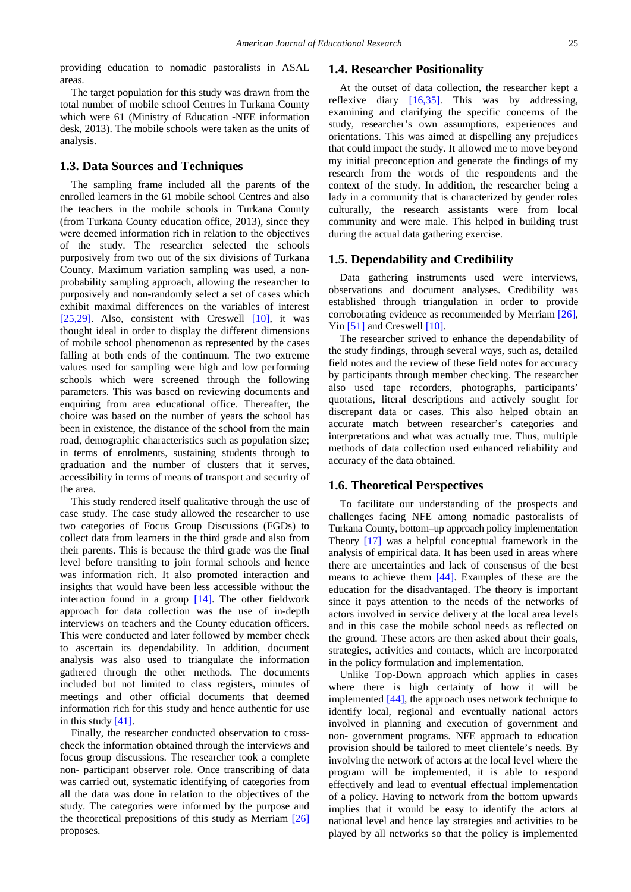providing education to nomadic pastoralists in ASAL areas.

The target population for this study was drawn from the total number of mobile school Centres in Turkana County which were 61 (Ministry of Education -NFE information desk, 2013). The mobile schools were taken as the units of analysis.

### 1.3. Data Sources and Techniques

The sampling frame included all the parents of the enrolled learners in the 61 mobile school Centres and also the teachers in the mobile schools in Turkana County (from Turkana County education office, 2013), since they were deemed information rich in relation to the objectives of the study. The researcher selected the schools purposively from two out of the six divisions of Turkana County. Maximum variation sampling was used, a non-probability sampling approach, allowing the researcher to purposively and non-randomly select a set of cases which exhibit maximal differences on the variables of interest [25,29]. Also, consistent with Creswell [10], it was thought ideal in order to display the different dimensions of mobile school phenomenon as represented by the cases falling at both ends of the continuum. The two extreme values used for sampling were high and low performing schools which were screened through the following parameters. This was based on reviewing documents and enquiring from area educational office. Thereafter, the choice was based on the number of years the school has been in existence, the distance of the school from the main road, demographic characteristics such as population size; in terms of enrolments, sustaining students through to graduation and the number of clusters that it serves, accessibility in terms of means of transport and security of the area.

This study rendered itself qualitative through the use of case study. The case study allowed the researcher to use two categories of Focus Group Discussions (FGDs) to collect data from learners in the third grade and also from their parents. This is because the third grade was the final level before transiting to join formal schools and hence was information rich. It also promoted interaction and insights that would have been less accessible without the interaction found in a group [14]. The other fieldwork approach for data collection was the use of in-depth interviews on teachers and the County education officers. This were conducted and later followed by member check to ascertain its dependability. In addition, document analysis was also used to triangulate the information gathered through the other methods. The documents included but not limited to class registers, minutes of meetings and other official documents that deemed information rich for this study and hence authentic for use in this study [41].

Finally, the researcher conducted observation to cross-check the information obtained through the interviews and focus group discussions. The researcher took a complete non- participant observer role. Once transcribing of data was carried out, systematic identifying of categories from all the data was done in relation to the objectives of the study. The categories were informed by the purpose and the theoretical prepositions of this study as Merriam [26] proposes.

### 1.4. Researcher Positionality

At the outset of data collection, the researcher kept a reflexive diary [16,35]. This was by addressing, examining and clarifying the specific concerns of the study, researcher's own assumptions, experiences and orientations. This was aimed at dispelling any prejudices that could impact the study. It allowed me to move beyond my initial preconception and generate the findings of my research from the words of the respondents and the context of the study. In addition, the researcher being a lady in a community that is characterized by gender roles culturally, the research assistants were from local community and were male. This helped in building trust during the actual data gathering exercise.

### 1.5. Dependability and Credibility

Data gathering instruments used were interviews, observations and document analyses. Credibility was established through triangulation in order to provide corroborating evidence as recommended by Merriam [26], Yin [51] and Creswell [10].

The researcher strived to enhance the dependability of the study findings, through several ways, such as, detailed field notes and the review of these field notes for accuracy by participants through member checking. The researcher also used tape recorders, photographs, participants' quotations, literal descriptions and actively sought for discrepant data or cases. This also helped obtain an accurate match between researcher's categories and interpretations and what was actually true. Thus, multiple methods of data collection used enhanced reliability and accuracy of the data obtained.

### 1.6. Theoretical Perspectives

To facilitate our understanding of the prospects and challenges facing NFE among nomadic pastoralists of Turkana County, bottom–up approach policy implementation Theory [17] was a helpful conceptual framework in the analysis of empirical data. It has been used in areas where there are uncertainties and lack of consensus of the best means to achieve them [44]. Examples of these are the education for the disadvantaged. The theory is important since it pays attention to the needs of the networks of actors involved in service delivery at the local area levels and in this case the mobile school needs as reflected on the ground. These actors are then asked about their goals, strategies, activities and contacts, which are incorporated in the policy formulation and implementation.

Unlike Top-Down approach which applies in cases where there is high certainty of how it will be implemented [44], the approach uses network technique to identify local, regional and eventually national actors involved in planning and execution of government and non- government programs. NFE approach to education provision should be tailored to meet clientele's needs. By involving the network of actors at the local level where the program will be implemented, it is able to respond effectively and lead to eventual effectual implementation of a policy. Having to network from the bottom upwards implies that it would be easy to identify the actors at national level and hence lay strategies and activities to be played by all networks so that the policy is implemented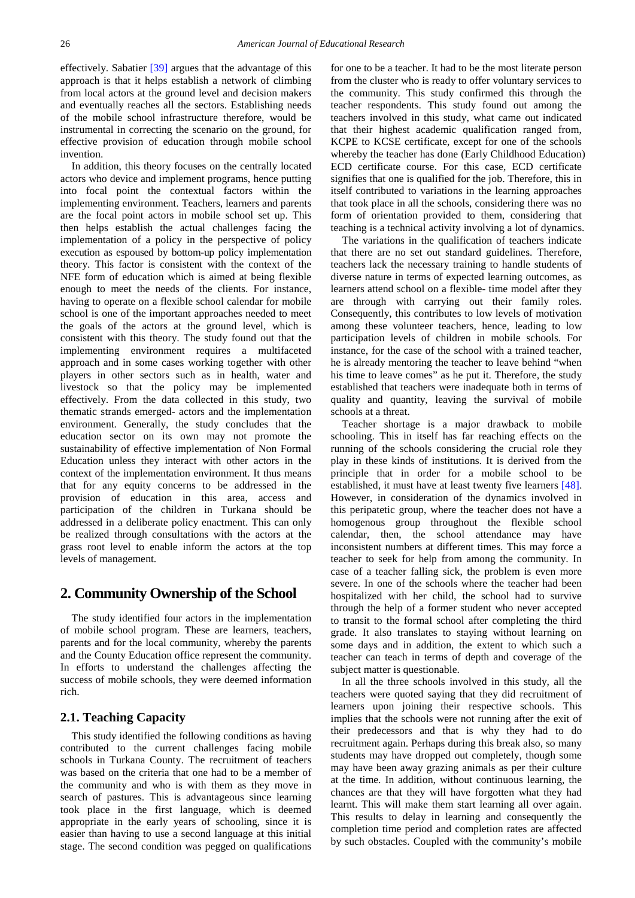effectively. Sabatier [39] argues that the advantage of this approach is that it helps establish a network of climbing from local actors at the ground level and decision makers and eventually reaches all the sectors. Establishing needs of the mobile school infrastructure therefore, would be instrumental in correcting the scenario on the ground, for effective provision of education through mobile school invention.

In addition, this theory focuses on the centrally located actors who device and implement programs, hence putting into focal point the contextual factors within the implementing environment. Teachers, learners and parents are the focal point actors in mobile school set up. This then helps establish the actual challenges facing the implementation of a policy in the perspective of policy execution as espoused by bottom-up policy implementation theory. This factor is consistent with the context of the NFE form of education which is aimed at being flexible enough to meet the needs of the clients. For instance, having to operate on a flexible school calendar for mobile school is one of the important approaches needed to meet the goals of the actors at the ground level, which is consistent with this theory. The study found out that the implementing environment requires a multifaceted approach and in some cases working together with other players in other sectors such as in health, water and livestock so that the policy may be implemented effectively. From the data collected in this study, two thematic strands emerged- actors and the implementation environment. Generally, the study concludes that the education sector on its own may not promote the sustainability of effective implementation of Non Formal Education unless they interact with other actors in the context of the implementation environment. It thus means that for any equity concerns to be addressed in the provision of education in this area, access and participation of the children in Turkana should be addressed in a deliberate policy enactment. This can only be realized through consultations with the actors at the grass root level to enable inform the actors at the top levels of management.

## 2. Community Ownership of the School

The study identified four actors in the implementation of mobile school program. These are learners, teachers, parents and for the local community, whereby the parents and the County Education office represent the community. In efforts to understand the challenges affecting the success of mobile schools, they were deemed information rich.

### 2.1. Teaching Capacity

This study identified the following conditions as having contributed to the current challenges facing mobile schools in Turkana County. The recruitment of teachers was based on the criteria that one had to be a member of the community and who is with them as they move in search of pastures. This is advantageous since learning took place in the first language, which is deemed appropriate in the early years of schooling, since it is easier than having to use a second language at this initial stage. The second condition was pegged on qualifications for one to be a teacher. It had to be the most literate person from the cluster who is ready to offer voluntary services to the community. This study confirmed this through the teacher respondents. This study found out among the teachers involved in this study, what came out indicated that their highest academic qualification ranged from, KCPE to KCSE certificate, except for one of the schools whereby the teacher has done (Early Childhood Education) ECD certificate course. For this case, ECD certificate signifies that one is qualified for the job. Therefore, this in itself contributed to variations in the learning approaches that took place in all the schools, considering there was no form of orientation provided to them, considering that teaching is a technical activity involving a lot of dynamics.

The variations in the qualification of teachers indicate that there are no set out standard guidelines. Therefore, teachers lack the necessary training to handle students of diverse nature in terms of expected learning outcomes, as learners attend school on a flexible- time model after they are through with carrying out their family roles. Consequently, this contributes to low levels of motivation among these volunteer teachers, hence, leading to low participation levels of children in mobile schools. For instance, for the case of the school with a trained teacher, he is already mentoring the teacher to leave behind "when his time to leave comes" as he put it. Therefore, the study established that teachers were inadequate both in terms of quality and quantity, leaving the survival of mobile schools at a threat.

Teacher shortage is a major drawback to mobile schooling. This in itself has far reaching effects on the running of the schools considering the crucial role they play in these kinds of institutions. It is derived from the principle that in order for a mobile school to be established, it must have at least twenty five learners [48]. However, in consideration of the dynamics involved in this peripatetic group, where the teacher does not have a homogenous group throughout the flexible school calendar, then, the school attendance may have inconsistent numbers at different times. This may force a teacher to seek for help from among the community. In case of a teacher falling sick, the problem is even more severe. In one of the schools where the teacher had been hospitalized with her child, the school had to survive through the help of a former student who never accepted to transit to the formal school after completing the third grade. It also translates to staying without learning on some days and in addition, the extent to which such a teacher can teach in terms of depth and coverage of the subject matter is questionable.

In all the three schools involved in this study, all the teachers were quoted saying that they did recruitment of learners upon joining their respective schools. This implies that the schools were not running after the exit of their predecessors and that is why they had to do recruitment again. Perhaps during this break also, so many students may have dropped out completely, though some may have been away grazing animals as per their culture at the time. In addition, without continuous learning, the chances are that they will have forgotten what they had learnt. This will make them start learning all over again. This results to delay in learning and consequently the completion time period and completion rates are affected by such obstacles. Coupled with the community's mobile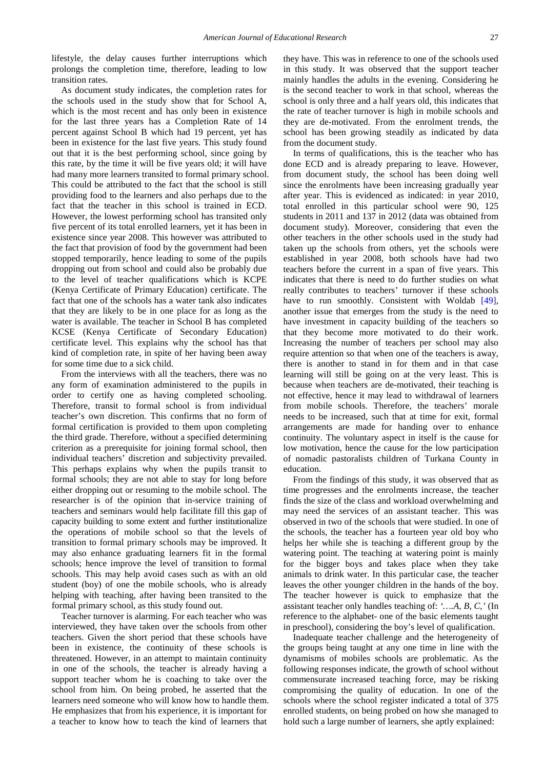lifestyle, the delay causes further interruptions which prolongs the completion time, therefore, leading to low transition rates.

As document study indicates, the completion rates for the schools used in the study show that for School A, which is the most recent and has only been in existence for the last three years has a Completion Rate of 14 percent against School B which had 19 percent, yet has been in existence for the last five years. This study found out that it is the best performing school, since going by this rate, by the time it will be five years old; it will have had many more learners transited to formal primary school. This could be attributed to the fact that the school is still providing food to the learners and also perhaps due to the fact that the teacher in this school is trained in ECD. However, the lowest performing school has transited only five percent of its total enrolled learners, yet it has been in existence since year 2008. This however was attributed to the fact that provision of food by the government had been stopped temporarily, hence leading to some of the pupils dropping out from school and could also be probably due to the level of teacher qualifications which is KCPE (Kenya Certificate of Primary Education) certificate. The fact that one of the schools has a water tank also indicates that they are likely to be in one place for as long as the water is available. The teacher in School B has completed KCSE (Kenya Certificate of Secondary Education) certificate level. This explains why the school has that kind of completion rate, in spite of her having been away for some time due to a sick child.

From the interviews with all the teachers, there was no any form of examination administered to the pupils in order to certify one as having completed schooling. Therefore, transit to formal school is from individual teacher's own discretion. This confirms that no form of formal certification is provided to them upon completing the third grade. Therefore, without a specified determining criterion as a prerequisite for joining formal school, then individual teachers' discretion and subjectivity prevailed. This perhaps explains why when the pupils transit to formal schools; they are not able to stay for long before either dropping out or resuming to the mobile school. The researcher is of the opinion that in-service training of teachers and seminars would help facilitate fill this gap of capacity building to some extent and further institutionalize the operations of mobile school so that the levels of transition to formal primary schools may be improved. It may also enhance graduating learners fit in the formal schools; hence improve the level of transition to formal schools. This may help avoid cases such as with an old student (boy) of one the mobile schools, who is already helping with teaching, after having been transited to the formal primary school, as this study found out.

Teacher turnover is alarming. For each teacher who was interviewed, they have taken over the schools from other teachers. Given the short period that these schools have been in existence, the continuity of these schools is threatened. However, in an attempt to maintain continuity in one of the schools, the teacher is already having a support teacher whom he is coaching to take over the school from him. On being probed, he asserted that the learners need someone who will know how to handle them. He emphasizes that from his experience, it is important for a teacher to know how to teach the kind of learners that they have. This was in reference to one of the schools used in this study. It was observed that the support teacher mainly handles the adults in the evening. Considering he is the second teacher to work in that school, whereas the school is only three and a half years old, this indicates that the rate of teacher turnover is high in mobile schools and they are de-motivated. From the enrolment trends, the school has been growing steadily as indicated by data from the document study.

In terms of qualifications, this is the teacher who has done ECD and is already preparing to leave. However, from document study, the school has been doing well since the enrolments have been increasing gradually year after year. This is evidenced as indicated: in year 2010, total enrolled in this particular school were 90, 125 students in 2011 and 137 in 2012 (data was obtained from document study). Moreover, considering that even the other teachers in the other schools used in the study had taken up the schools from others, yet the schools were established in year 2008, both schools have had two teachers before the current in a span of five years. This indicates that there is need to do further studies on what really contributes to teachers' turnover if these schools have to run smoothly. Consistent with Woldab [49], another issue that emerges from the study is the need to have investment in capacity building of the teachers so that they become more motivated to do their work. Increasing the number of teachers per school may also require attention so that when one of the teachers is away, there is another to stand in for them and in that case learning will still be going on at the very least. This is because when teachers are de-motivated, their teaching is not effective, hence it may lead to withdrawal of learners from mobile schools. Therefore, the teachers' morale needs to be increased, such that at time for exit, formal arrangements are made for handing over to enhance continuity. The voluntary aspect in itself is the cause for low motivation, hence the cause for the low participation of nomadic pastoralists children of Turkana County in education.

From the findings of this study, it was observed that as time progresses and the enrolments increase, the teacher finds the size of the class and workload overwhelming and may need the services of an assistant teacher. This was observed in two of the schools that were studied. In one of the schools, the teacher has a fourteen year old boy who helps her while she is teaching a different group by the watering point. The teaching at watering point is mainly for the bigger boys and takes place when they take animals to drink water. In this particular case, the teacher leaves the other younger children in the hands of the boy. The teacher however is quick to emphasize that the assistant teacher only handles teaching of: *'….A, B, C,'* (In reference to the alphabet- one of the basic elements taught in preschool), considering the boy's level of qualification.

Inadequate teacher challenge and the heterogeneity of the groups being taught at any one time in line with the dynamisms of mobiles schools are problematic. As the following responses indicate, the growth of school without commensurate increased teaching force, may be risking compromising the quality of education. In one of the schools where the school register indicated a total of 375 enrolled students, on being probed on how she managed to hold such a large number of learners, she aptly explained: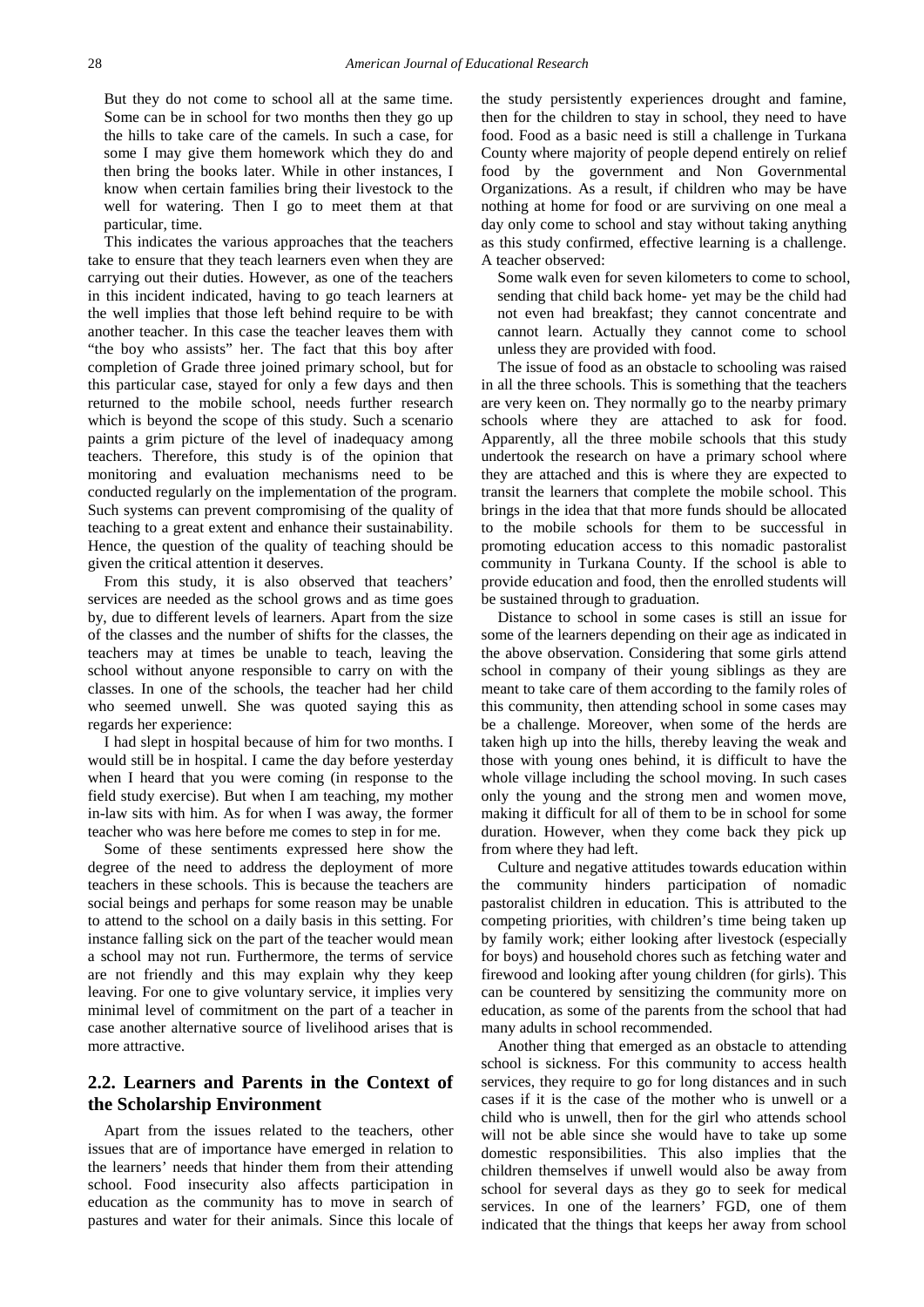But they do not come to school all at the same time. Some can be in school for two months then they go up the hills to take care of the camels. In such a case, for some I may give them homework which they do and then bring the books later. While in other instances, I know when certain families bring their livestock to the well for watering. Then I go to meet them at that particular, time.

This indicates the various approaches that the teachers take to ensure that they teach learners even when they are carrying out their duties. However, as one of the teachers in this incident indicated, having to go teach learners at the well implies that those left behind require to be with another teacher. In this case the teacher leaves them with "the boy who assists" her. The fact that this boy after completion of Grade three joined primary school, but for this particular case, stayed for only a few days and then returned to the mobile school, needs further research which is beyond the scope of this study. Such a scenario paints a grim picture of the level of inadequacy among teachers. Therefore, this study is of the opinion that monitoring and evaluation mechanisms need to be conducted regularly on the implementation of the program. Such systems can prevent compromising of the quality of teaching to a great extent and enhance their sustainability. Hence, the question of the quality of teaching should be given the critical attention it deserves.

From this study, it is also observed that teachers' services are needed as the school grows and as time goes by, due to different levels of learners. Apart from the size of the classes and the number of shifts for the classes, the teachers may at times be unable to teach, leaving the school without anyone responsible to carry on with the classes. In one of the schools, the teacher had her child who seemed unwell. She was quoted saying this as regards her experience:

I had slept in hospital because of him for two months. I would still be in hospital. I came the day before yesterday when I heard that you were coming (in response to the field study exercise). But when I am teaching, my mother in-law sits with him. As for when I was away, the former teacher who was here before me comes to step in for me.

Some of these sentiments expressed here show the degree of the need to address the deployment of more teachers in these schools. This is because the teachers are social beings and perhaps for some reason may be unable to attend to the school on a daily basis in this setting. For instance falling sick on the part of the teacher would mean a school may not run. Furthermore, the terms of service are not friendly and this may explain why they keep leaving. For one to give voluntary service, it implies very minimal level of commitment on the part of a teacher in case another alternative source of livelihood arises that is more attractive.

## 2.2. Learners and Parents in the Context of the Scholarship Environment

Apart from the issues related to the teachers, other issues that are of importance have emerged in relation to the learners' needs that hinder them from their attending school. Food insecurity also affects participation in education as the community has to move in search of pastures and water for their animals. Since this locale of the study persistently experiences drought and famine, then for the children to stay in school, they need to have food. Food as a basic need is still a challenge in Turkana County where majority of people depend entirely on relief food by the government and Non Governmental Organizations. As a result, if children who may be have nothing at home for food or are surviving on one meal a day only come to school and stay without taking anything as this study confirmed, effective learning is a challenge. A teacher observed:

Some walk even for seven kilometers to come to school, sending that child back home- yet may be the child had not even had breakfast; they cannot concentrate and cannot learn. Actually they cannot come to school unless they are provided with food.

The issue of food as an obstacle to schooling was raised in all the three schools. This is something that the teachers are very keen on. They normally go to the nearby primary schools where they are attached to ask for food. Apparently, all the three mobile schools that this study undertook the research on have a primary school where they are attached and this is where they are expected to transit the learners that complete the mobile school. This brings in the idea that that more funds should be allocated to the mobile schools for them to be successful in promoting education access to this nomadic pastoralist community in Turkana County. If the school is able to provide education and food, then the enrolled students will be sustained through to graduation.

Distance to school in some cases is still an issue for some of the learners depending on their age as indicated in the above observation. Considering that some girls attend school in company of their young siblings as they are meant to take care of them according to the family roles of this community, then attending school in some cases may be a challenge. Moreover, when some of the herds are taken high up into the hills, thereby leaving the weak and those with young ones behind, it is difficult to have the whole village including the school moving. In such cases only the young and the strong men and women move, making it difficult for all of them to be in school for some duration. However, when they come back they pick up from where they had left.

Culture and negative attitudes towards education within the community hinders participation of nomadic pastoralist children in education. This is attributed to the competing priorities, with children's time being taken up by family work; either looking after livestock (especially for boys) and household chores such as fetching water and firewood and looking after young children (for girls). This can be countered by sensitizing the community more on education, as some of the parents from the school that had many adults in school recommended.

Another thing that emerged as an obstacle to attending school is sickness. For this community to access health services, they require to go for long distances and in such cases if it is the case of the mother who is unwell or a child who is unwell, then for the girl who attends school will not be able since she would have to take up some domestic responsibilities. This also implies that the children themselves if unwell would also be away from school for several days as they go to seek for medical services. In one of the learners' FGD, one of them indicated that the things that keeps her away from school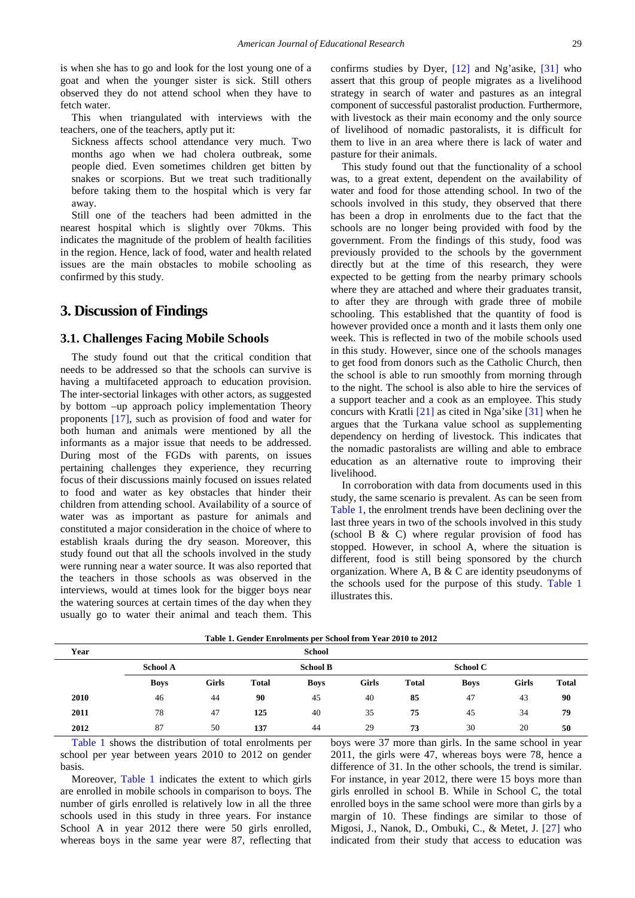is when she has to go and look for the lost young one of a goat and when the younger sister is sick. Still others observed they do not attend school when they have to fetch water.

This when triangulated with interviews with the teachers, one of the teachers, aptly put it:

> Sickness affects school attendance very much. Two months ago when we had cholera outbreak, some people died. Even sometimes children get bitten by snakes or scorpions. But we treat such traditionally before taking them to the hospital which is very far away.

Still one of the teachers had been admitted in the nearest hospital which is slightly over 70kms. This indicates the magnitude of the problem of health facilities in the region. Hence, lack of food, water and health related issues are the main obstacles to mobile schooling as confirmed by this study.

# 3. Discussion of Findings

## 3.1. Challenges Facing Mobile Schools

The study found out that the critical condition that needs to be addressed so that the schools can survive is having a multifaceted approach to education provision. The inter-sectorial linkages with other actors, as suggested by bottom –up approach policy implementation Theory proponents [17], such as provision of food and water for both human and animals were mentioned by all the informants as a major issue that needs to be addressed. During most of the FGDs with parents, on issues pertaining challenges they experience, they recurring focus of their discussions mainly focused on issues related to food and water as key obstacles that hinder their children from attending school. Availability of a source of water was as important as pasture for animals and constituted a major consideration in the choice of where to establish kraals during the dry season. Moreover, this study found out that all the schools involved in the study were running near a water source. It was also reported that the teachers in those schools as was observed in the interviews, would at times look for the bigger boys near the watering sources at certain times of the day when they usually go to water their animal and teach them. This confirms studies by Dyer, [12] and Ng'asike, [31] who assert that this group of people migrates as a livelihood strategy in search of water and pastures as an integral component of successful pastoralist production. Furthermore, with livestock as their main economy and the only source of livelihood of nomadic pastoralists, it is difficult for them to live in an area where there is lack of water and pasture for their animals.

This study found out that the functionality of a school was, to a great extent, dependent on the availability of water and food for those attending school. In two of the schools involved in this study, they observed that there has been a drop in enrolments due to the fact that the schools are no longer being provided with food by the government. From the findings of this study, food was previously provided to the schools by the government directly but at the time of this research, they were expected to be getting from the nearby primary schools where they are attached and where their graduates transit, to after they are through with grade three of mobile schooling. This established that the quantity of food is however provided once a month and it lasts them only one week. This is reflected in two of the mobile schools used in this study. However, since one of the schools manages to get food from donors such as the Catholic Church, then the school is able to run smoothly from morning through to the night. The school is also able to hire the services of a support teacher and a cook as an employee. This study concurs with Kratli [21] as cited in Nga'sike [31] when he argues that the Turkana value school as supplementing dependency on herding of livestock. This indicates that the nomadic pastoralists are willing and able to embrace education as an alternative route to improving their livelihood.

In corroboration with data from documents used in this study, the same scenario is prevalent. As can be seen from Table 1, the enrolment trends have been declining over the last three years in two of the schools involved in this study (school B & C) where regular provision of food has stopped. However, in school A, where the situation is different, food is still being sponsored by the church organization. Where A, B & C are identity pseudonyms of the schools used for the purpose of this study. Table 1 illustrates this.

**Table 1. Gender Enrolments per School from Year 2010 to 2012**

| Year | School | | | | | | | | |
|---|---|---|---|---|---|---|---|---|---|
| | School A | | | School B | | | School C | | |
| | Boys | Girls | Total | Boys | Girls | Total | Boys | Girls | Total |
| **2010** | 46 | 44 | **90** | 45 | 40 | **85** | 47 | 43 | **90** |
| **2011** | 78 | 47 | **125** | 40 | 35 | **75** | 45 | 34 | **79** |
| **2012** | 87 | 50 | **137** | 44 | 29 | **73** | 30 | 20 | **50** |

Table 1 shows the distribution of total enrolments per school per year between years 2010 to 2012 on gender basis.

Moreover, Table 1 indicates the extent to which girls are enrolled in mobile schools in comparison to boys. The number of girls enrolled is relatively low in all the three schools used in this study in three years. For instance School A in year 2012 there were 50 girls enrolled, whereas boys in the same year were 87, reflecting that boys were 37 more than girls. In the same school in year 2011, the girls were 47, whereas boys were 78, hence a difference of 31. In the other schools, the trend is similar. For instance, in year 2012, there were 15 boys more than girls enrolled in school B. While in School C, the total enrolled boys in the same school were more than girls by a margin of 10. These findings are similar to those of Migosi, J., Nanok, D., Ombuki, C., & Metet, J. [27] who indicated from their study that access to education was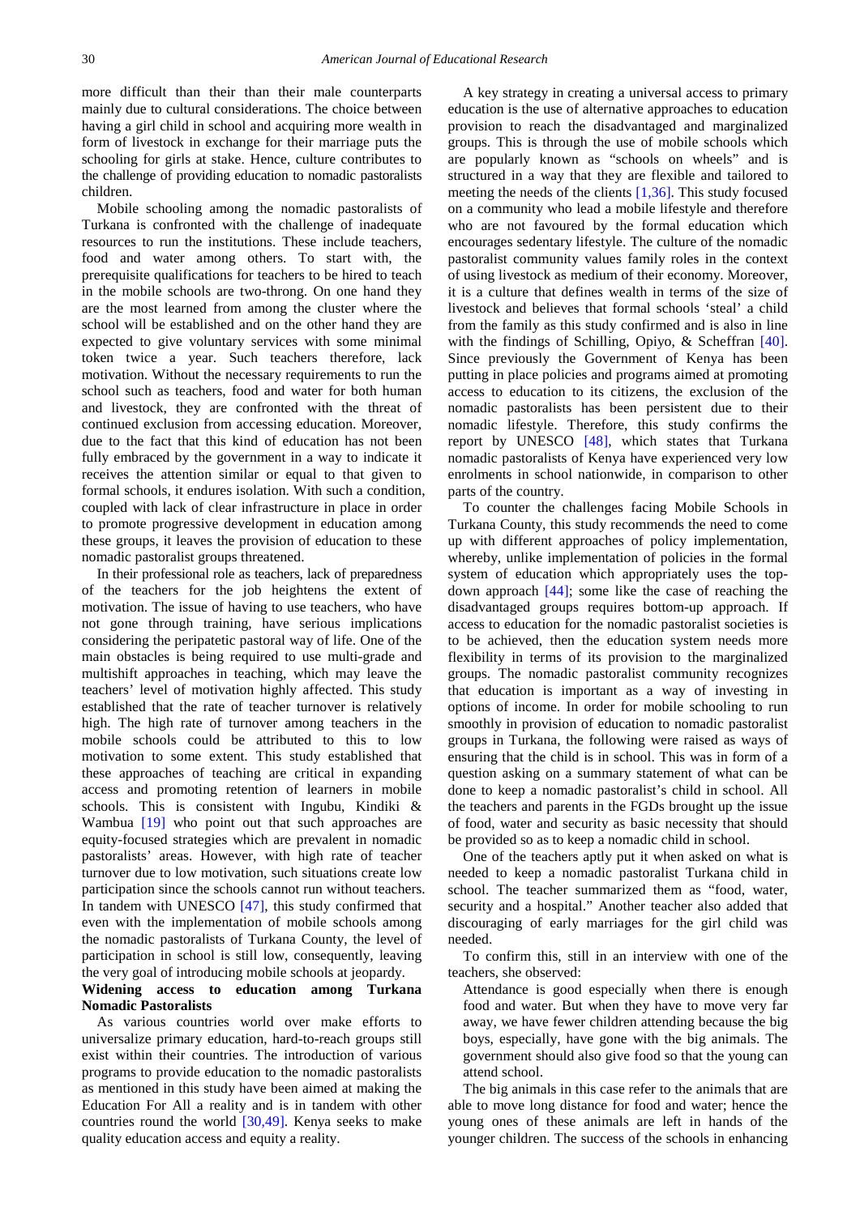more difficult than their than their male counterparts mainly due to cultural considerations. The choice between having a girl child in school and acquiring more wealth in form of livestock in exchange for their marriage puts the schooling for girls at stake. Hence, culture contributes to the challenge of providing education to nomadic pastoralists children.

Mobile schooling among the nomadic pastoralists of Turkana is confronted with the challenge of inadequate resources to run the institutions. These include teachers, food and water among others. To start with, the prerequisite qualifications for teachers to be hired to teach in the mobile schools are two-throng. On one hand they are the most learned from among the cluster where the school will be established and on the other hand they are expected to give voluntary services with some minimal token twice a year. Such teachers therefore, lack motivation. Without the necessary requirements to run the school such as teachers, food and water for both human and livestock, they are confronted with the threat of continued exclusion from accessing education. Moreover, due to the fact that this kind of education has not been fully embraced by the government in a way to indicate it receives the attention similar or equal to that given to formal schools, it endures isolation. With such a condition, coupled with lack of clear infrastructure in place in order to promote progressive development in education among these groups, it leaves the provision of education to these nomadic pastoralist groups threatened.

In their professional role as teachers, lack of preparedness of the teachers for the job heightens the extent of motivation. The issue of having to use teachers, who have not gone through training, have serious implications considering the peripatetic pastoral way of life. One of the main obstacles is being required to use multi-grade and multishift approaches in teaching, which may leave the teachers' level of motivation highly affected. This study established that the rate of teacher turnover is relatively high. The high rate of turnover among teachers in the mobile schools could be attributed to this to low motivation to some extent. This study established that these approaches of teaching are critical in expanding access and promoting retention of learners in mobile schools. This is consistent with Ingubu, Kindiki & Wambua [19] who point out that such approaches are equity-focused strategies which are prevalent in nomadic pastoralists' areas. However, with high rate of teacher turnover due to low motivation, such situations create low participation since the schools cannot run without teachers. In tandem with UNESCO [47], this study confirmed that even with the implementation of mobile schools among the nomadic pastoralists of Turkana County, the level of participation in school is still low, consequently, leaving the very goal of introducing mobile schools at jeopardy.

**Widening access to education among Turkana Nomadic Pastoralists**

As various countries world over make efforts to universalize primary education, hard-to-reach groups still exist within their countries. The introduction of various programs to provide education to the nomadic pastoralists as mentioned in this study have been aimed at making the Education For All a reality and is in tandem with other countries round the world [30,49]. Kenya seeks to make quality education access and equity a reality.

A key strategy in creating a universal access to primary education is the use of alternative approaches to education provision to reach the disadvantaged and marginalized groups. This is through the use of mobile schools which are popularly known as "schools on wheels" and is structured in a way that they are flexible and tailored to meeting the needs of the clients [1,36]. This study focused on a community who lead a mobile lifestyle and therefore who are not favoured by the formal education which encourages sedentary lifestyle. The culture of the nomadic pastoralist community values family roles in the context of using livestock as medium of their economy. Moreover, it is a culture that defines wealth in terms of the size of livestock and believes that formal schools 'steal' a child from the family as this study confirmed and is also in line with the findings of Schilling, Opiyo, & Scheffran [40]. Since previously the Government of Kenya has been putting in place policies and programs aimed at promoting access to education to its citizens, the exclusion of the nomadic pastoralists has been persistent due to their nomadic lifestyle. Therefore, this study confirms the report by UNESCO [48], which states that Turkana nomadic pastoralists of Kenya have experienced very low enrolments in school nationwide, in comparison to other parts of the country.

To counter the challenges facing Mobile Schools in Turkana County, this study recommends the need to come up with different approaches of policy implementation, whereby, unlike implementation of policies in the formal system of education which appropriately uses the top-down approach [44]; some like the case of reaching the disadvantaged groups requires bottom-up approach. If access to education for the nomadic pastoralist societies is to be achieved, then the education system needs more flexibility in terms of its provision to the marginalized groups. The nomadic pastoralist community recognizes that education is important as a way of investing in options of income. In order for mobile schooling to run smoothly in provision of education to nomadic pastoralist groups in Turkana, the following were raised as ways of ensuring that the child is in school. This was in form of a question asking on a summary statement of what can be done to keep a nomadic pastoralist's child in school. All the teachers and parents in the FGDs brought up the issue of food, water and security as basic necessity that should be provided so as to keep a nomadic child in school.

One of the teachers aptly put it when asked on what is needed to keep a nomadic pastoralist Turkana child in school. The teacher summarized them as "food, water, security and a hospital." Another teacher also added that discouraging of early marriages for the girl child was needed.

To confirm this, still in an interview with one of the teachers, she observed:

> Attendance is good especially when there is enough food and water. But when they have to move very far away, we have fewer children attending because the big boys, especially, have gone with the big animals. The government should also give food so that the young can attend school.

The big animals in this case refer to the animals that are able to move long distance for food and water; hence the young ones of these animals are left in hands of the younger children. The success of the schools in enhancing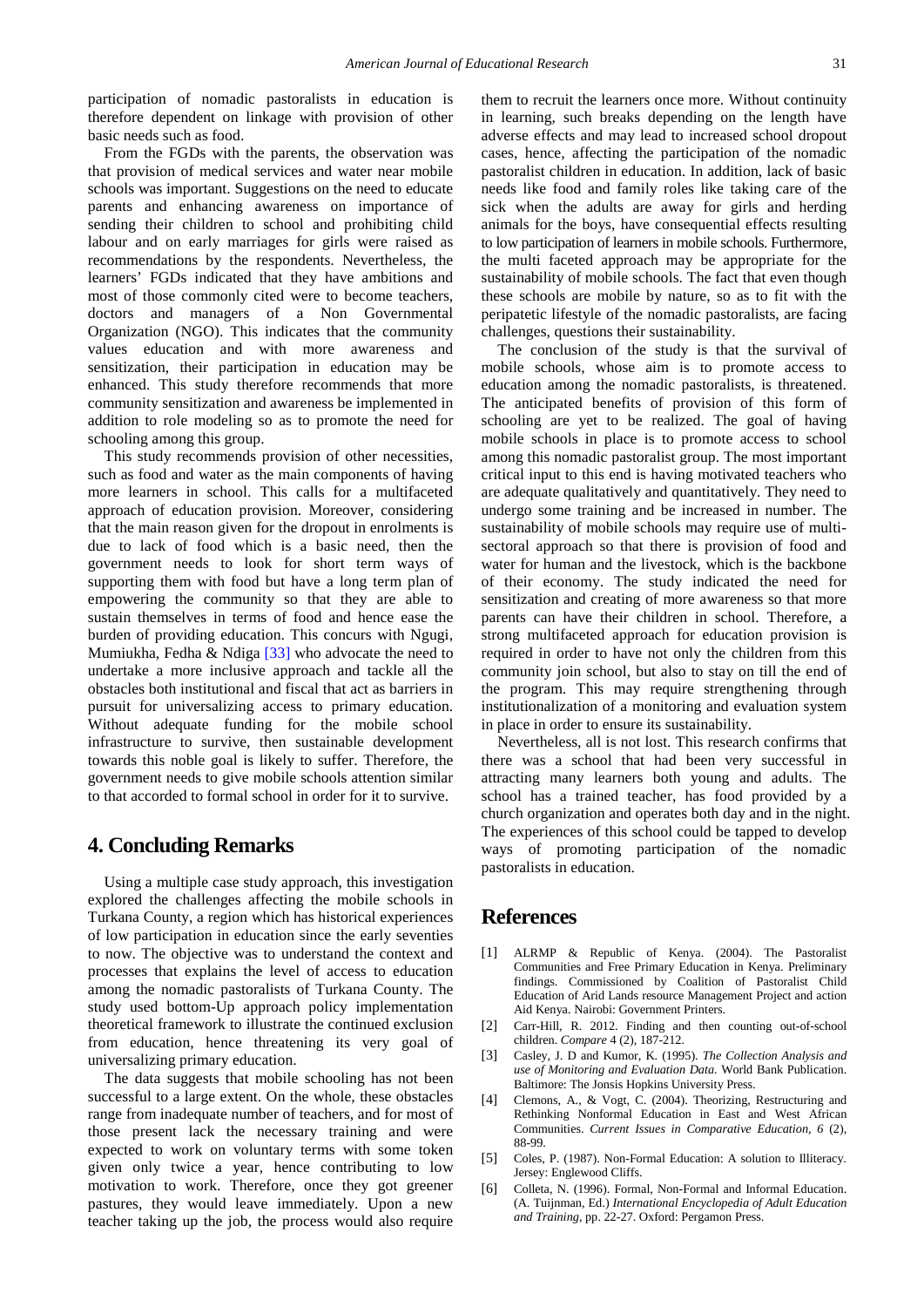participation of nomadic pastoralists in education is therefore dependent on linkage with provision of other basic needs such as food.

From the FGDs with the parents, the observation was that provision of medical services and water near mobile schools was important. Suggestions on the need to educate parents and enhancing awareness on importance of sending their children to school and prohibiting child labour and on early marriages for girls were raised as recommendations by the respondents. Nevertheless, the learners' FGDs indicated that they have ambitions and most of those commonly cited were to become teachers, doctors and managers of a Non Governmental Organization (NGO). This indicates that the community values education and with more awareness and sensitization, their participation in education may be enhanced. This study therefore recommends that more community sensitization and awareness be implemented in addition to role modeling so as to promote the need for schooling among this group.

This study recommends provision of other necessities, such as food and water as the main components of having more learners in school. This calls for a multifaceted approach of education provision. Moreover, considering that the main reason given for the dropout in enrolments is due to lack of food which is a basic need, then the government needs to look for short term ways of supporting them with food but have a long term plan of empowering the community so that they are able to sustain themselves in terms of food and hence ease the burden of providing education. This concurs with Ngugi, Mumiukha, Fedha & Ndiga [33] who advocate the need to undertake a more inclusive approach and tackle all the obstacles both institutional and fiscal that act as barriers in pursuit for universalizing access to primary education. Without adequate funding for the mobile school infrastructure to survive, then sustainable development towards this noble goal is likely to suffer. Therefore, the government needs to give mobile schools attention similar to that accorded to formal school in order for it to survive.

## 4. Concluding Remarks

Using a multiple case study approach, this investigation explored the challenges affecting the mobile schools in Turkana County, a region which has historical experiences of low participation in education since the early seventies to now. The objective was to understand the context and processes that explains the level of access to education among the nomadic pastoralists of Turkana County. The study used bottom-Up approach policy implementation theoretical framework to illustrate the continued exclusion from education, hence threatening its very goal of universalizing primary education.

The data suggests that mobile schooling has not been successful to a large extent. On the whole, these obstacles range from inadequate number of teachers, and for most of those present lack the necessary training and were expected to work on voluntary terms with some token given only twice a year, hence contributing to low motivation to work. Therefore, once they got greener pastures, they would leave immediately. Upon a new teacher taking up the job, the process would also require them to recruit the learners once more. Without continuity in learning, such breaks depending on the length have adverse effects and may lead to increased school dropout cases, hence, affecting the participation of the nomadic pastoralist children in education. In addition, lack of basic needs like food and family roles like taking care of the sick when the adults are away for girls and herding animals for the boys, have consequential effects resulting to low participation of learners in mobile schools. Furthermore, the multi faceted approach may be appropriate for the sustainability of mobile schools. The fact that even though these schools are mobile by nature, so as to fit with the peripatetic lifestyle of the nomadic pastoralists, are facing challenges, questions their sustainability.

The conclusion of the study is that the survival of mobile schools, whose aim is to promote access to education among the nomadic pastoralists, is threatened. The anticipated benefits of provision of this form of schooling are yet to be realized. The goal of having mobile schools in place is to promote access to school among this nomadic pastoralist group. The most important critical input to this end is having motivated teachers who are adequate qualitatively and quantitatively. They need to undergo some training and be increased in number. The sustainability of mobile schools may require use of multi-sectoral approach so that there is provision of food and water for human and the livestock, which is the backbone of their economy. The study indicated the need for sensitization and creating of more awareness so that more parents can have their children in school. Therefore, a strong multifaceted approach for education provision is required in order to have not only the children from this community join school, but also to stay on till the end of the program. This may require strengthening through institutionalization of a monitoring and evaluation system in place in order to ensure its sustainability.

Nevertheless, all is not lost. This research confirms that there was a school that had been very successful in attracting many learners both young and adults. The school has a trained teacher, has food provided by a church organization and operates both day and in the night. The experiences of this school could be tapped to develop ways of promoting participation of the nomadic pastoralists in education.

## References

[1] ALRMP & Republic of Kenya. (2004). The Pastoralist Communities and Free Primary Education in Kenya. Preliminary findings. Commissioned by Coalition of Pastoralist Child Education of Arid Lands resource Management Project and action Aid Kenya. Nairobi: Government Printers.

[2] Carr-Hill, R. 2012. Finding and then counting out-of-school children. *Compare* 4 (2), 187-212.

[3] Casley, J. D and Kumor, K. (1995). *The Collection Analysis and use of Monitoring and Evaluation Data.* World Bank Publication. Baltimore: The Jonsis Hopkins University Press.

[4] Clemons, A., & Vogt, C. (2004). Theorizing, Restructuring and Rethinking Nonformal Education in East and West African Communities. *Current Issues in Comparative Education, 6* (2), 88-99.

[5] Coles, P. (1987). Non-Formal Education: A solution to Illiteracy. Jersey: Englewood Cliffs.

[6] Colleta, N. (1996). Formal, Non-Formal and Informal Education. (A. Tuijnman, Ed.) *International Encyclopedia of Adult Education and Training,* pp. 22-27. Oxford: Pergamon Press.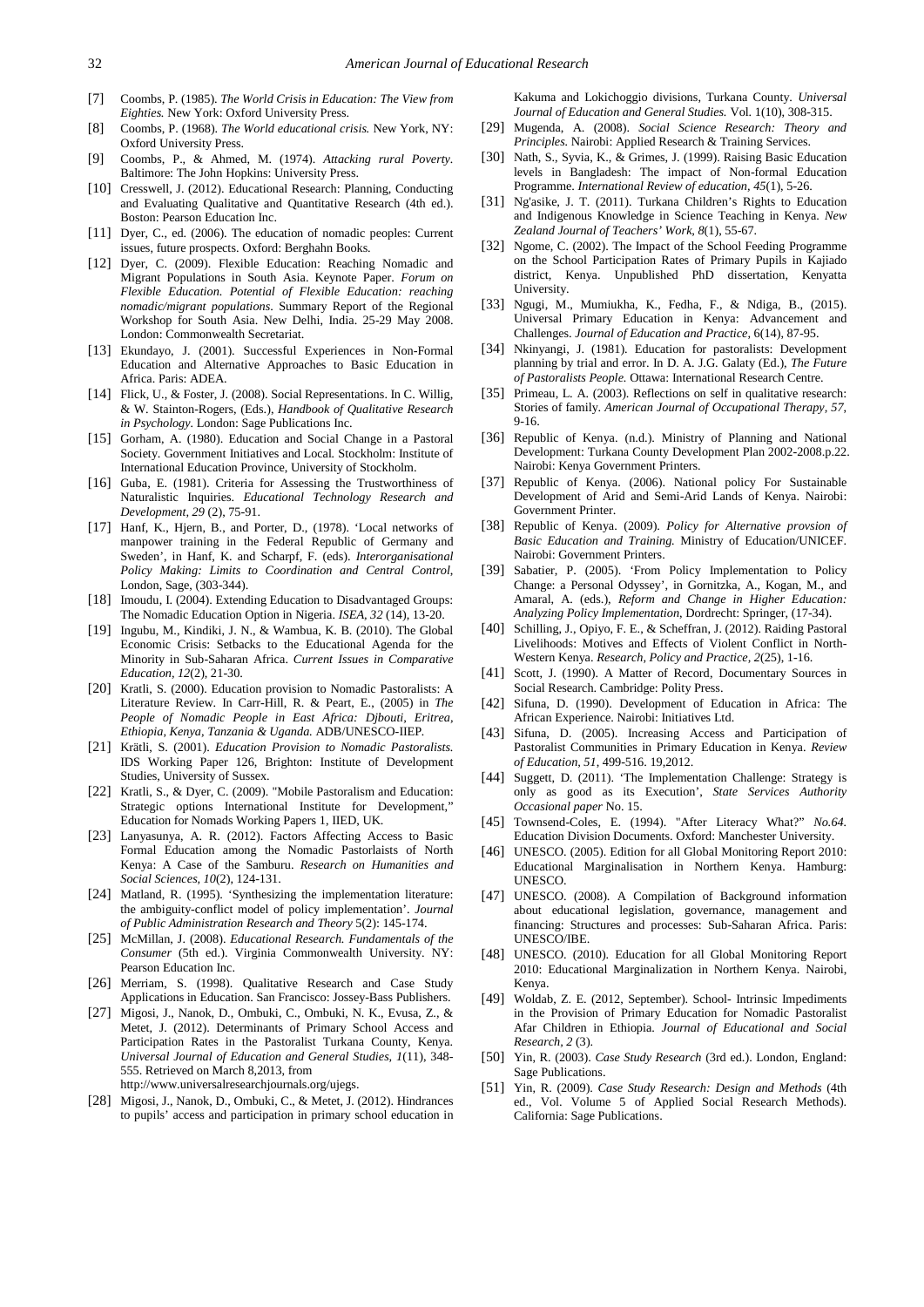[7] Coombs, P. (1985). *The World Crisis in Education: The View from Eighties.* New York: Oxford University Press.

[8] Coombs, P. (1968). *The World educational crisis.* New York, NY: Oxford University Press.

[9] Coombs, P., & Ahmed, M. (1974). *Attacking rural Poverty.* Baltimore: The John Hopkins: University Press.

[10] Cresswell, J. (2012). Educational Research: Planning, Conducting and Evaluating Qualitative and Quantitative Research (4th ed.). Boston: Pearson Education Inc.

[11] Dyer, C., ed. (2006). The education of nomadic peoples: Current issues, future prospects. Oxford: Berghahn Books.

[12] Dyer, C. (2009). Flexible Education: Reaching Nomadic and Migrant Populations in South Asia. Keynote Paper. *Forum on Flexible Education. Potential of Flexible Education: reaching nomadic/migrant populations.* Summary Report of the Regional Workshop for South Asia. New Delhi, India. 25-29 May 2008. London: Commonwealth Secretariat.

[13] Ekundayo, J. (2001). Successful Experiences in Non-Formal Education and Alternative Approaches to Basic Education in Africa. Paris: ADEA.

[14] Flick, U., & Foster, J. (2008). Social Representations. In C. Willig, & W. Stainton-Rogers, (Eds.), *Handbook of Qualitative Research in Psychology.* London: Sage Publications Inc.

[15] Gorham, A. (1980). Education and Social Change in a Pastoral Society. Government Initiatives and Local. Stockholm: Institute of International Education Province, University of Stockholm.

[16] Guba, E. (1981). Criteria for Assessing the Trustworthiness of Naturalistic Inquiries. *Educational Technology Research and Development, 29* (2), 75-91.

[17] Hanf, K., Hjern, B., and Porter, D., (1978). 'Local networks of manpower training in the Federal Republic of Germany and Sweden', in Hanf, K. and Scharpf, F. (eds). *Interorganisational Policy Making: Limits to Coordination and Central Control,* London, Sage, (303-344).

[18] Imoudu, I. (2004). Extending Education to Disadvantaged Groups: The Nomadic Education Option in Nigeria. *ISEA, 32* (14), 13-20.

[19] Ingubu, M., Kindiki, J. N., & Wambua, K. B. (2010). The Global Economic Crisis: Setbacks to the Educational Agenda for the Minority in Sub-Saharan Africa. *Current Issues in Comparative Education, 12*(2), 21-30.

[20] Kratli, S. (2000). Education provision to Nomadic Pastoralists: A Literature Review. In Carr-Hill, R. & Peart, E., (2005) in *The People of Nomadic People in East Africa: Djbouti, Eritrea, Ethiopia, Kenya, Tanzania & Uganda.* ADB/UNESCO-IIEP.

[21] Krätli, S. (2001). *Education Provision to Nomadic Pastoralists.* IDS Working Paper 126, Brighton: Institute of Development Studies, University of Sussex.

[22] Kratli, S., & Dyer, C. (2009). "Mobile Pastoralism and Education: Strategic options International Institute for Development," Education for Nomads Working Papers 1, IIED, UK.

[23] Lanyasunya, A. R. (2012). Factors Affecting Access to Basic Formal Education among the Nomadic Pastorlaists of North Kenya: A Case of the Samburu. *Research on Humanities and Social Sciences, 10*(2), 124-131.

[24] Matland, R. (1995). 'Synthesizing the implementation literature: the ambiguity-conflict model of policy implementation'. *Journal of Public Administration Research and Theory* 5(2): 145-174.

[25] McMillan, J. (2008). *Educational Research. Fundamentals of the Consumer* (5th ed.). Virginia Commonwealth University. NY: Pearson Education Inc.

[26] Merriam, S. (1998). Qualitative Research and Case Study Applications in Education. San Francisco: Jossey-Bass Publishers.

[27] Migosi, J., Nanok, D., Ombuki, C., Ombuki, N. K., Evusa, Z., & Metet, J. (2012). Determinants of Primary School Access and Participation Rates in the Pastoralist Turkana County, Kenya. *Universal Journal of Education and General Studies, 1*(11), 348-555. Retrieved on March 8,2013, from http://www.universalresearchjournals.org/ujegs.

[28] Migosi, J., Nanok, D., Ombuki, C., & Metet, J. (2012). Hindrances to pupils' access and participation in primary school education in Kakuma and Lokichoggio divisions, Turkana County. *Universal Journal of Education and General Studies.* Vol. 1(10), 308-315.

[29] Mugenda, A. (2008). *Social Science Research: Theory and Principles.* Nairobi: Applied Research & Training Services.

[30] Nath, S., Syvia, K., & Grimes, J. (1999). Raising Basic Education levels in Bangladesh: The impact of Non-formal Education Programme. *International Review of education, 45*(1), 5-26.

[31] Ng'asike, J. T. (2011). Turkana Children's Rights to Education and Indigenous Knowledge in Science Teaching in Kenya. *New Zealand Journal of Teachers' Work, 8*(1), 55-67.

[32] Ngome, C. (2002). The Impact of the School Feeding Programme on the School Participation Rates of Primary Pupils in Kajiado district, Kenya. Unpublished PhD dissertation, Kenyatta University.

[33] Ngugi, M., Mumiukha, K., Fedha, F., & Ndiga, B., (2015). Universal Primary Education in Kenya: Advancement and Challenges. *Journal of Education and Practice,* 6(14), 87-95.

[34] Nkinyangi, J. (1981). Education for pastoralists: Development planning by trial and error. In D. A. J.G. Galaty (Ed.), *The Future of Pastoralists People.* Ottawa: International Research Centre.

[35] Primeau, L. A. (2003). Reflections on self in qualitative research: Stories of family. *American Journal of Occupational Therapy, 57,* 9-16.

[36] Republic of Kenya. (n.d.). Ministry of Planning and National Development: Turkana County Development Plan 2002-2008.p.22. Nairobi: Kenya Government Printers.

[37] Republic of Kenya. (2006). National policy For Sustainable Development of Arid and Semi-Arid Lands of Kenya. Nairobi: Government Printer.

[38] Republic of Kenya. (2009). *Policy for Alternative provsion of Basic Education and Training.* Ministry of Education/UNICEF. Nairobi: Government Printers.

[39] Sabatier, P. (2005). 'From Policy Implementation to Policy Change: a Personal Odyssey', in Gornitzka, A., Kogan, M., and Amaral, A. (eds.), *Reform and Change in Higher Education: Analyzing Policy Implementation,* Dordrecht: Springer, (17-34).

[40] Schilling, J., Opiyo, F. E., & Scheffran, J. (2012). Raiding Pastoral Livelihoods: Motives and Effects of Violent Conflict in North-Western Kenya. *Research, Policy and Practice, 2*(25), 1-16.

[41] Scott, J. (1990). A Matter of Record, Documentary Sources in Social Research. Cambridge: Polity Press.

[42] Sifuna, D. (1990). Development of Education in Africa: The African Experience. Nairobi: Initiatives Ltd.

[43] Sifuna, D. (2005). Increasing Access and Participation of Pastoralist Communities in Primary Education in Kenya. *Review of Education, 51,* 499-516. 19,2012.

[44] Suggett, D. (2011). 'The Implementation Challenge: Strategy is only as good as its Execution', *State Services Authority Occasional paper* No. 15.

[45] Townsend-Coles, E. (1994). "After Literacy What?" *No.64.* Education Division Documents. Oxford: Manchester University.

[46] UNESCO. (2005). Edition for all Global Monitoring Report 2010: Educational Marginalisation in Northern Kenya. Hamburg: UNESCO.

[47] UNESCO. (2008). A Compilation of Background information about educational legislation, governance, management and financing: Structures and processes: Sub-Saharan Africa. Paris: UNESCO/IBE.

[48] UNESCO. (2010). Education for all Global Monitoring Report 2010: Educational Marginalization in Northern Kenya. Nairobi, Kenya.

[49] Woldab, Z. E. (2012, September). School- Intrinsic Impediments in the Provision of Primary Education for Nomadic Pastoralist Afar Children in Ethiopia. *Journal of Educational and Social Research, 2* (3).

[50] Yin, R. (2003). *Case Study Research* (3rd ed.). London, England: Sage Publications.

[51] Yin, R. (2009). *Case Study Research: Design and Methods* (4th ed., Vol. Volume 5 of Applied Social Research Methods). California: Sage Publications.